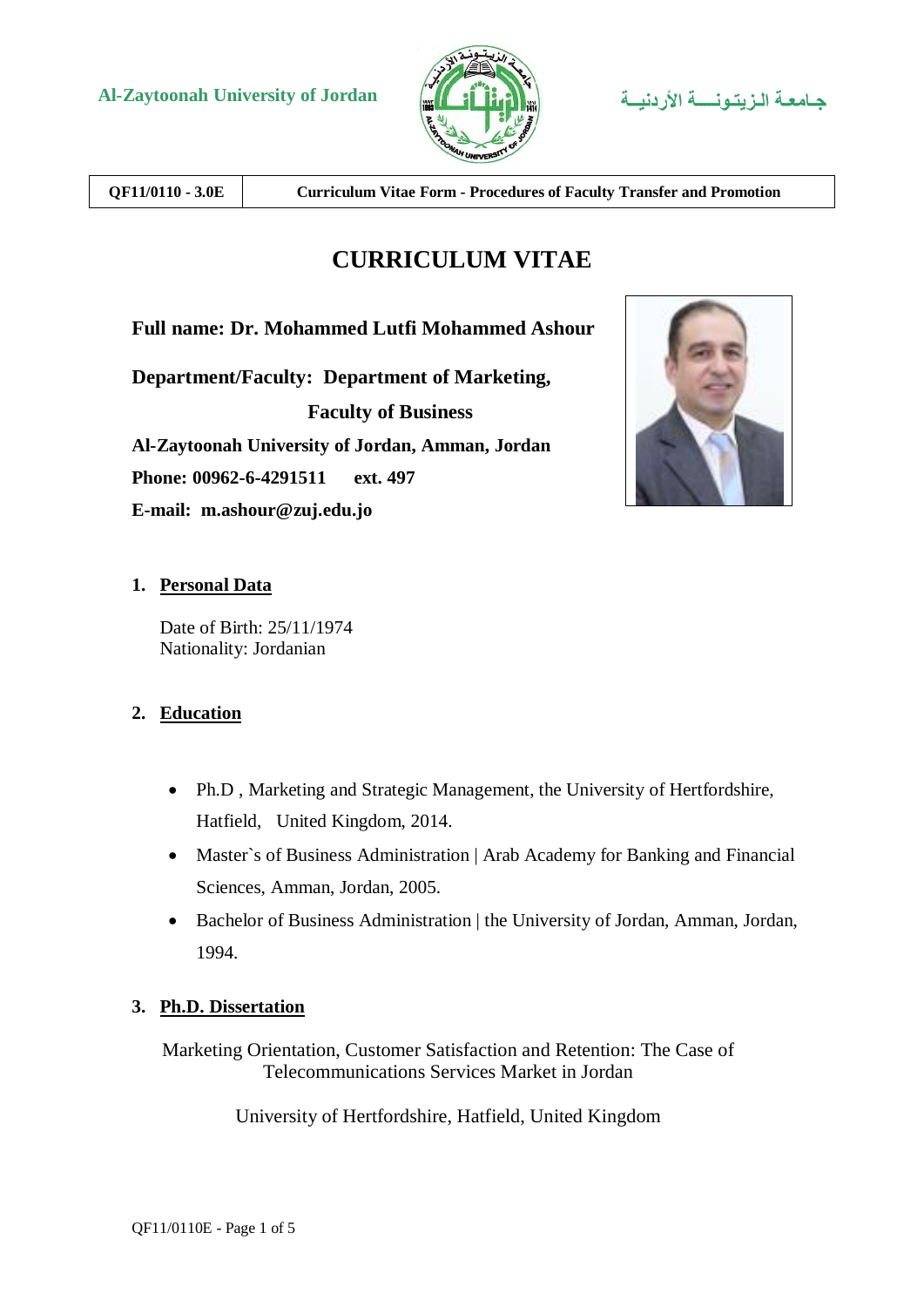Al-Zaytoonah University of Jordan — جـامعـة الـزيـتـونـــة الأردنيــة

| QF11/0110 - 3.0E | Curriculum Vitae Form - Procedures of Faculty Transfer and Promotion |
|---|---|

# CURRICULUM VITAE

**Full name: Dr. Mohammed Lutfi Mohammed Ashour**

**Department/Faculty: Department of Marketing,**
**Faculty of Business**

**Al-Zaytoonah University of Jordan, Amman, Jordan**

**Phone: 00962-6-4291511 ext. 497**

**E-mail: m.ashour@zuj.edu.jo**

## 1. Personal Data

Date of Birth: 25/11/1974
Nationality: Jordanian

## 2. Education

- Ph.D , Marketing and Strategic Management, the University of Hertfordshire, Hatfield, United Kingdom, 2014.
- Master`s of Business Administration | Arab Academy for Banking and Financial Sciences, Amman, Jordan, 2005.
- Bachelor of Business Administration | the University of Jordan, Amman, Jordan, 1994.

## 3. Ph.D. Dissertation

Marketing Orientation, Customer Satisfaction and Retention: The Case of Telecommunications Services Market in Jordan

University of Hertfordshire, Hatfield, United Kingdom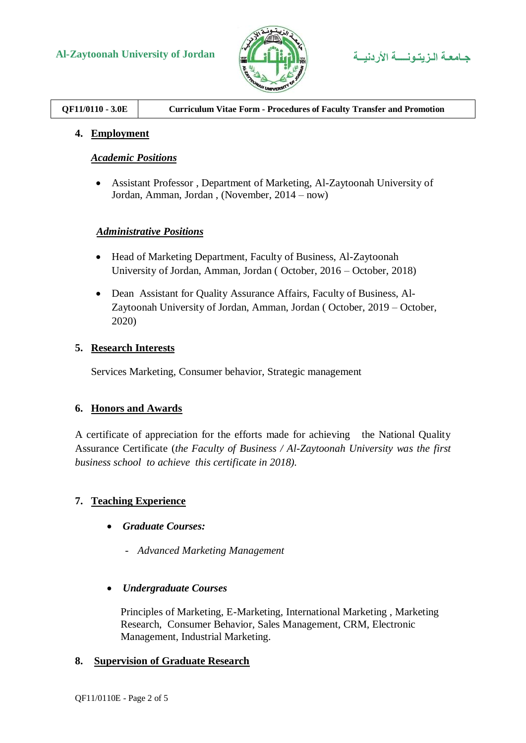## 4. Employment

### *Academic Positions*

- Assistant Professor , Department of Marketing, Al-Zaytoonah University of Jordan, Amman, Jordan , (November, 2014 – now)

### *Administrative Positions*

- Head of Marketing Department, Faculty of Business, Al-Zaytoonah University of Jordan, Amman, Jordan ( October, 2016 – October, 2018)
- Dean Assistant for Quality Assurance Affairs, Faculty of Business, Al-Zaytoonah University of Jordan, Amman, Jordan ( October, 2019 – October, 2020)

## 5. Research Interests

Services Marketing, Consumer behavior, Strategic management

## 6. Honors and Awards

A certificate of appreciation for the efforts made for achieving the National Quality Assurance Certificate (*the Faculty of Business / Al-Zaytoonah University was the first business school to achieve this certificate in 2018).*

## 7. Teaching Experience

- ***Graduate Courses:***
  - *Advanced Marketing Management*

- ***Undergraduate Courses***

  Principles of Marketing, E-Marketing, International Marketing , Marketing Research, Consumer Behavior, Sales Management, CRM, Electronic Management, Industrial Marketing.

## 8. Supervision of Graduate Research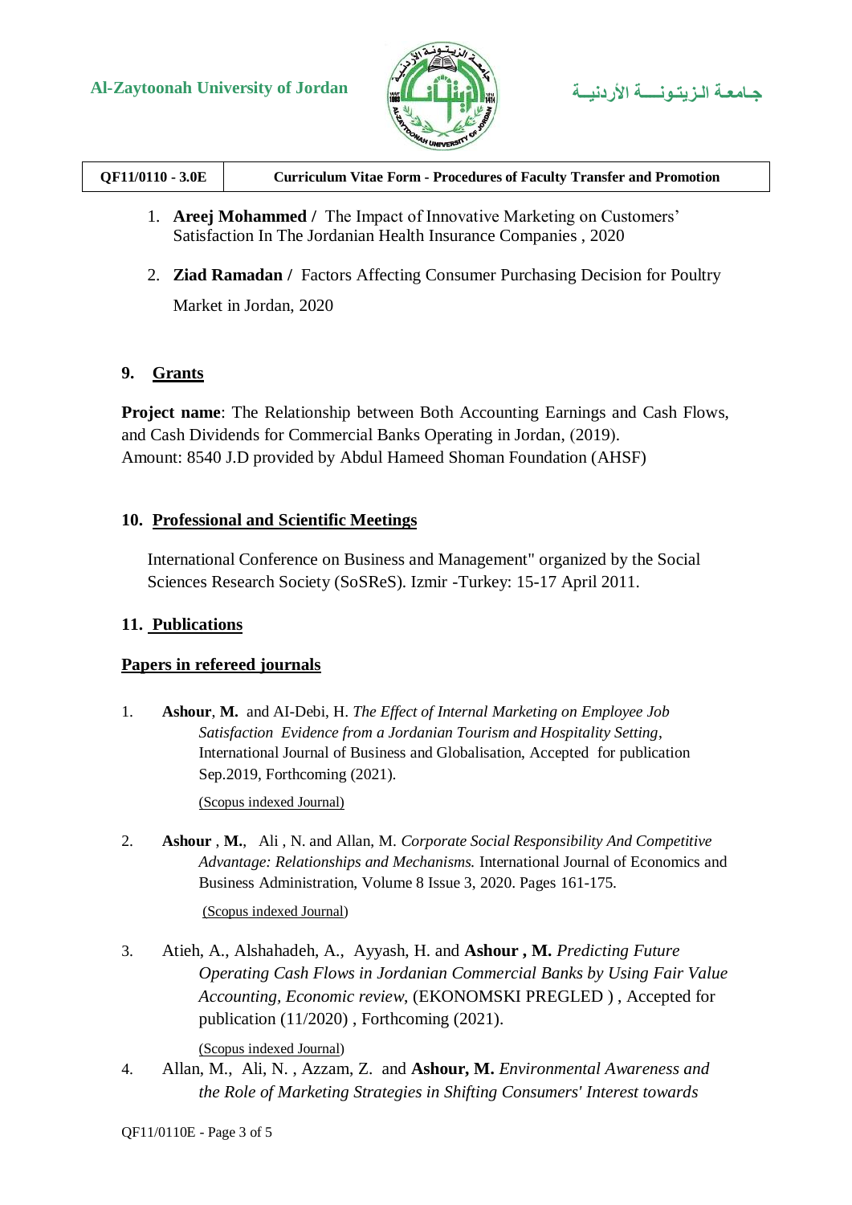1. **Areej Mohammed /** The Impact of Innovative Marketing on Customers' Satisfaction In The Jordanian Health Insurance Companies , 2020

2. **Ziad Ramadan /** Factors Affecting Consumer Purchasing Decision for Poultry Market in Jordan, 2020

## 9. Grants

**Project name**: The Relationship between Both Accounting Earnings and Cash Flows, and Cash Dividends for Commercial Banks Operating in Jordan, (2019).
Amount: 8540 J.D provided by Abdul Hameed Shoman Foundation (AHSF)

## 10. Professional and Scientific Meetings

International Conference on Business and Management" organized by the Social Sciences Research Society (SoSReS). Izmir -Turkey: 15-17 April 2011.

## 11. Publications

### Papers in refereed journals

1. **Ashour**, **M.** and AI-Debi, H. *The Effect of Internal Marketing on Employee Job Satisfaction Evidence from a Jordanian Tourism and Hospitality Setting*, International Journal of Business and Globalisation, Accepted for publication Sep.2019, Forthcoming (2021).

   (Scopus indexed Journal)

2. **Ashour** , **M.**, Ali , N. and Allan, M. *Corporate Social Responsibility And Competitive Advantage: Relationships and Mechanisms.* International Journal of Economics and Business Administration, Volume 8 Issue 3, 2020. Pages 161-175.

   (Scopus indexed Journal)

3. Atieh, A., Alshahadeh, A., Ayyash, H. and **Ashour , M.** *Predicting Future Operating Cash Flows in Jordanian Commercial Banks by Using Fair Value Accounting*, *Economic review*, (EKONOMSKI PREGLED ) , Accepted for publication (11/2020) , Forthcoming (2021).

   (Scopus indexed Journal)

4. Allan, M., Ali, N. , Azzam, Z. and **Ashour, M.** *Environmental Awareness and the Role of Marketing Strategies in Shifting Consumers' Interest towards*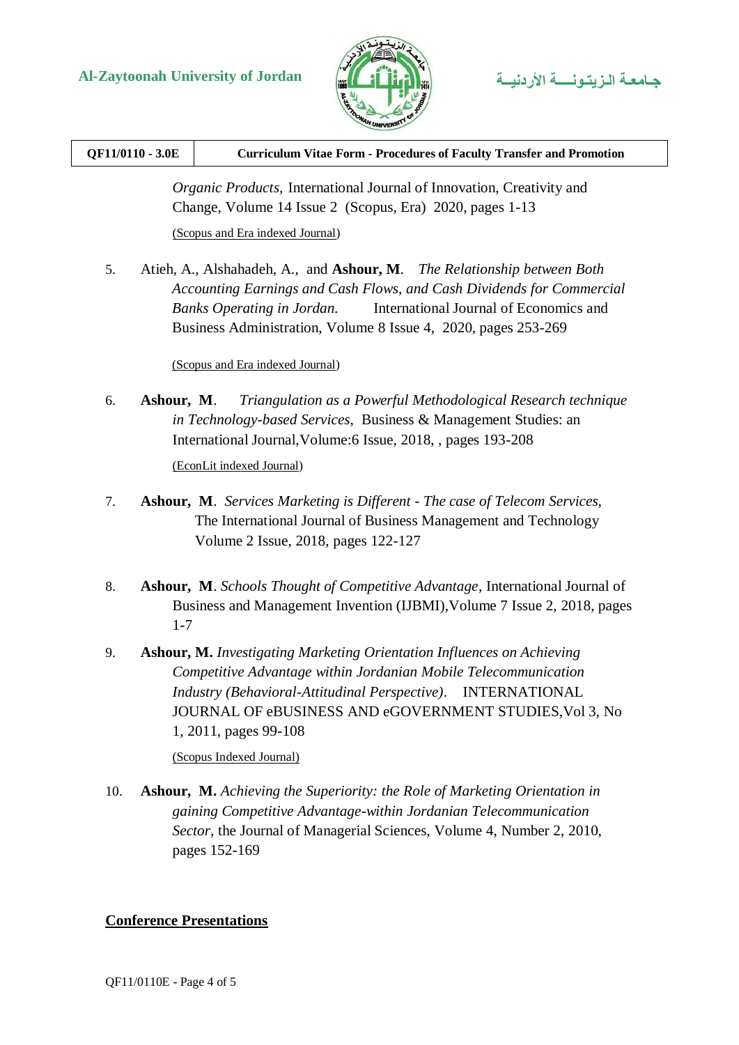*Organic Products,* International Journal of Innovation, Creativity and Change, Volume 14 Issue 2 (Scopus, Era) 2020, pages 1-13

(Scopus and Era indexed Journal)

5. Atieh, A., Alshahadeh, A., and **Ashour, M**. *The Relationship between Both Accounting Earnings and Cash Flows, and Cash Dividends for Commercial Banks Operating in Jordan.* International Journal of Economics and Business Administration, Volume 8 Issue 4, 2020, pages 253-269

   (Scopus and Era indexed Journal)

6. **Ashour, M**. *Triangulation as a Powerful Methodological Research technique in Technology-based Services,* Business & Management Studies: an International Journal,Volume:6 Issue, 2018, , pages 193-208

   (EconLit indexed Journal)

7. **Ashour, M**. *Services Marketing is Different - The case of Telecom Services,* The International Journal of Business Management and Technology Volume 2 Issue, 2018, pages 122-127

8. **Ashour, M**. *Schools Thought of Competitive Advantage*, International Journal of Business and Management Invention (IJBMI),Volume 7 Issue 2, 2018, pages 1-7

9. **Ashour, M.** *Investigating Marketing Orientation Influences on Achieving Competitive Advantage within Jordanian Mobile Telecommunication Industry (Behavioral-Attitudinal Perspective)*. INTERNATIONAL JOURNAL OF eBUSINESS AND eGOVERNMENT STUDIES,Vol 3, No 1, 2011, pages 99-108

   (Scopus Indexed Journal)

10. **Ashour, M.** *Achieving the Superiority: the Role of Marketing Orientation in gaining Competitive Advantage-within Jordanian Telecommunication Sector*, the Journal of Managerial Sciences, Volume 4, Number 2, 2010, pages 152-169

## Conference Presentations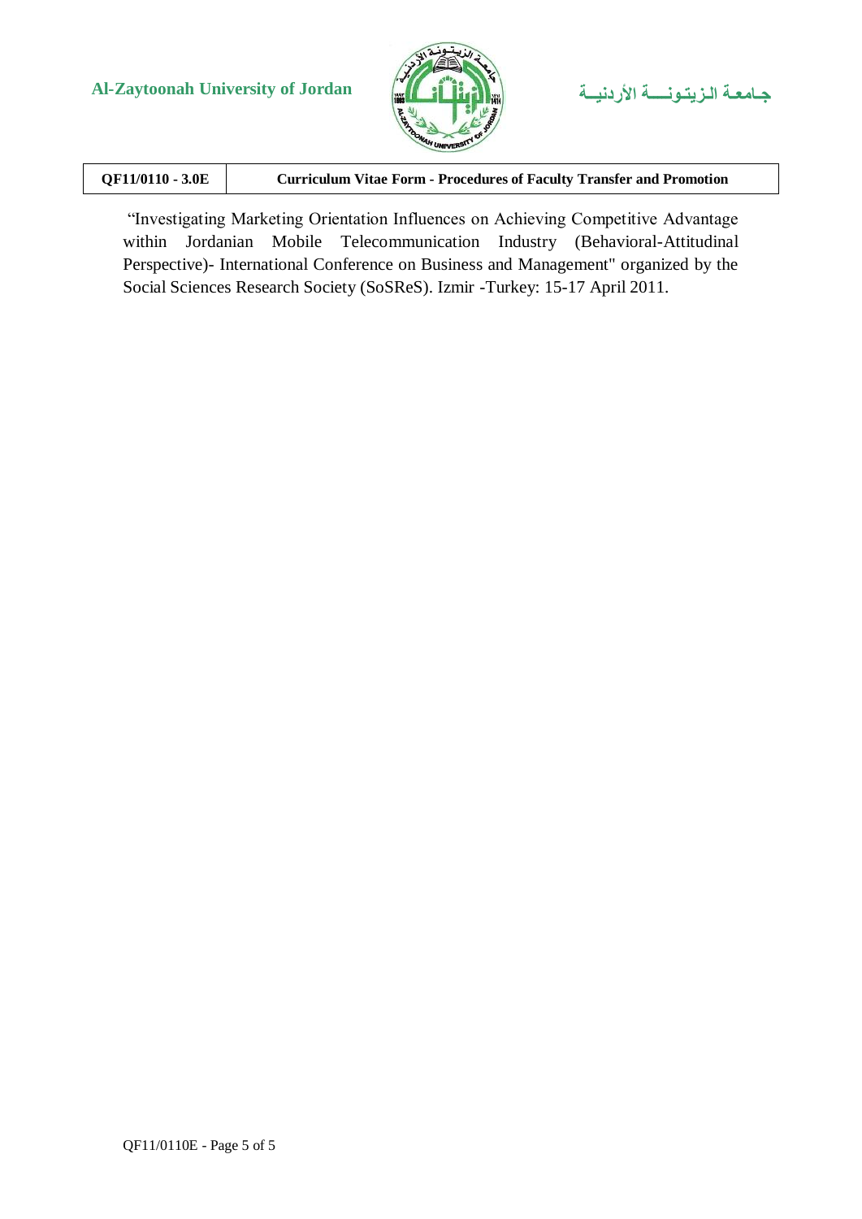"Investigating Marketing Orientation Influences on Achieving Competitive Advantage within Jordanian Mobile Telecommunication Industry (Behavioral-Attitudinal Perspective)- International Conference on Business and Management" organized by the Social Sciences Research Society (SoSReS). Izmir -Turkey: 15-17 April 2011.